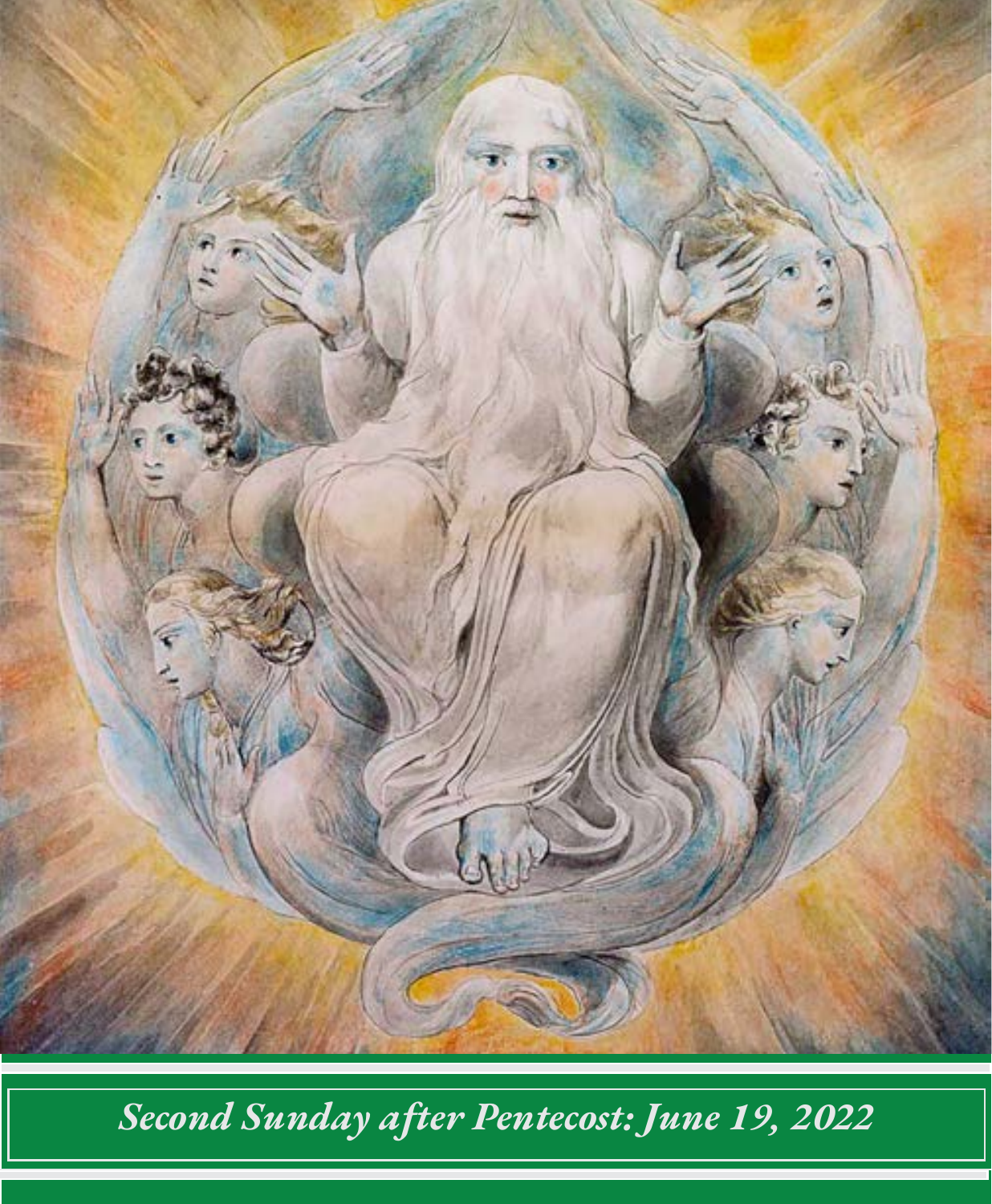*Second Sunday after Pentecost: June 19, 2022*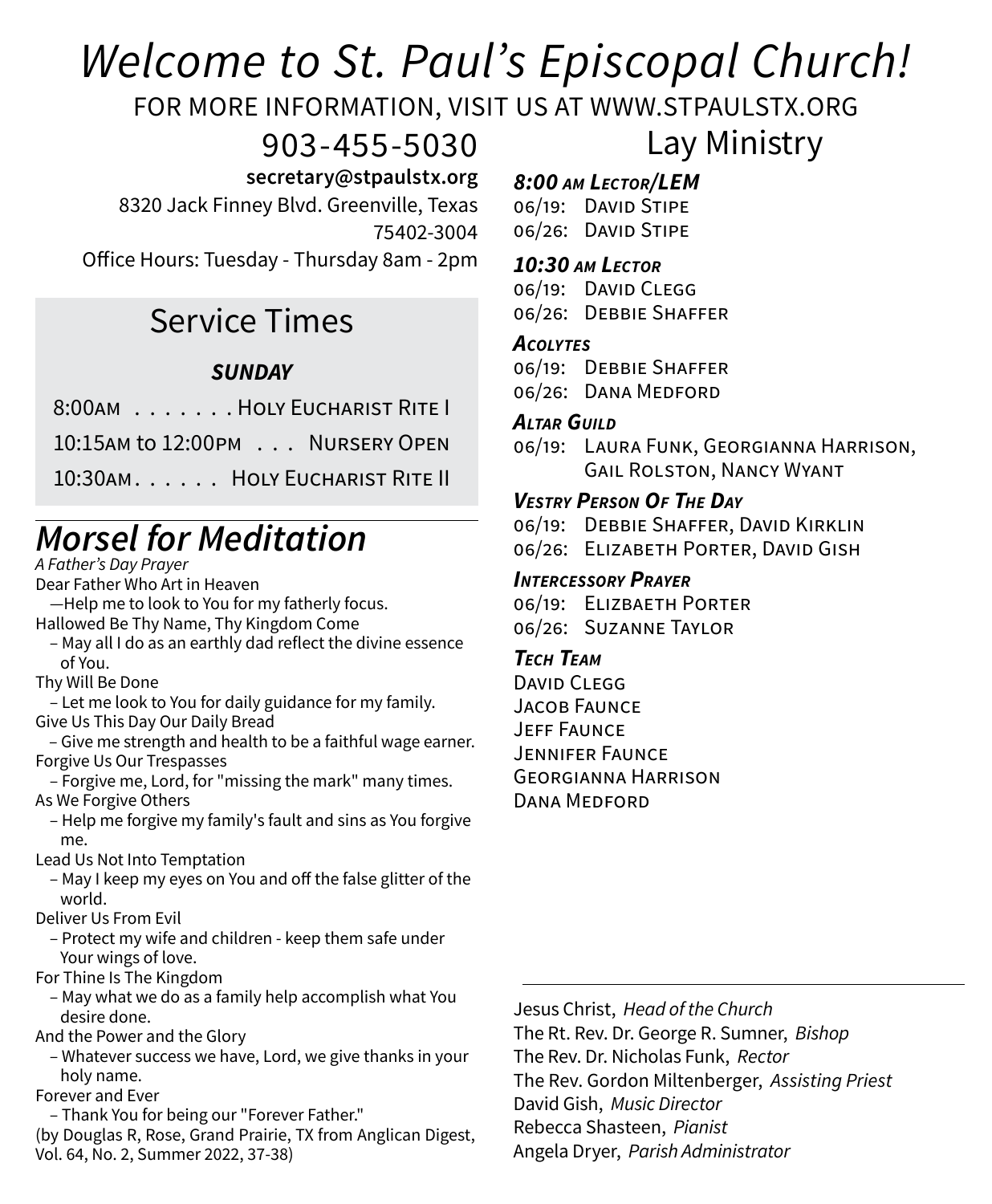# *Welcome to St. Paul's Episcopal Church!*

FOR MORE INFORMATION, VISIT US AT WWW.STPAULSTX.ORG

903-455-5030

**secretary@stpaulstx.org**

8320 Jack Finney Blvd. Greenville, Texas 75402-3004

Office Hours: Tuesday - Thursday 8am - 2pm

## Service Times

***SUNDAY***

8:00AM . . . . . . . HOLY EUCHARIST RITE I

10:15AM to 12:00PM . . . NURSERY OPEN

10:30AM. . . . . . HOLY EUCHARIST RITE II

## *Morsel for Meditation*

*A Father's Day Prayer*

Dear Father Who Art in Heaven
—Help me to look to You for my fatherly focus.

Hallowed Be Thy Name, Thy Kingdom Come
– May all I do as an earthly dad reflect the divine essence of You.

Thy Will Be Done
– Let me look to You for daily guidance for my family.

Give Us This Day Our Daily Bread
– Give me strength and health to be a faithful wage earner.

Forgive Us Our Trespasses
– Forgive me, Lord, for "missing the mark" many times.

As We Forgive Others
– Help me forgive my family's fault and sins as You forgive me.

Lead Us Not Into Temptation
– May I keep my eyes on You and off the false glitter of the world.

Deliver Us From Evil
– Protect my wife and children - keep them safe under Your wings of love.

For Thine Is The Kingdom
– May what we do as a family help accomplish what You desire done.

And the Power and the Glory
– Whatever success we have, Lord, we give thanks in your holy name.

Forever and Ever
– Thank You for being our "Forever Father."

(by Douglas R, Rose, Grand Prairie, TX from Anglican Digest, Vol. 64, No. 2, Summer 2022, 37-38)

## Lay Ministry

***8:00 AM LECTOR/LEM***

06/19: DAVID STIPE
06/26: DAVID STIPE

***10:30 AM LECTOR***

06/19: DAVID CLEGG
06/26: DEBBIE SHAFFER

***ACOLYTES***

06/19: DEBBIE SHAFFER
06/26: DANA MEDFORD

***ALTAR GUILD***

06/19: LAURA FUNK, GEORGIANNA HARRISON, GAIL ROLSTON, NANCY WYANT

***VESTRY PERSON OF THE DAY***

06/19: DEBBIE SHAFFER, DAVID KIRKLIN
06/26: ELIZABETH PORTER, DAVID GISH

***INTERCESSORY PRAYER***

06/19: ELIZBAETH PORTER
06/26: SUZANNE TAYLOR

***TECH TEAM***

DAVID CLEGG
JACOB FAUNCE
JEFF FAUNCE
JENNIFER FAUNCE
GEORGIANNA HARRISON
DANA MEDFORD

---

Jesus Christ, *Head of the Church*
The Rt. Rev. Dr. George R. Sumner, *Bishop*
The Rev. Dr. Nicholas Funk, *Rector*
The Rev. Gordon Miltenberger, *Assisting Priest*
David Gish, *Music Director*
Rebecca Shasteen, *Pianist*
Angela Dryer, *Parish Administrator*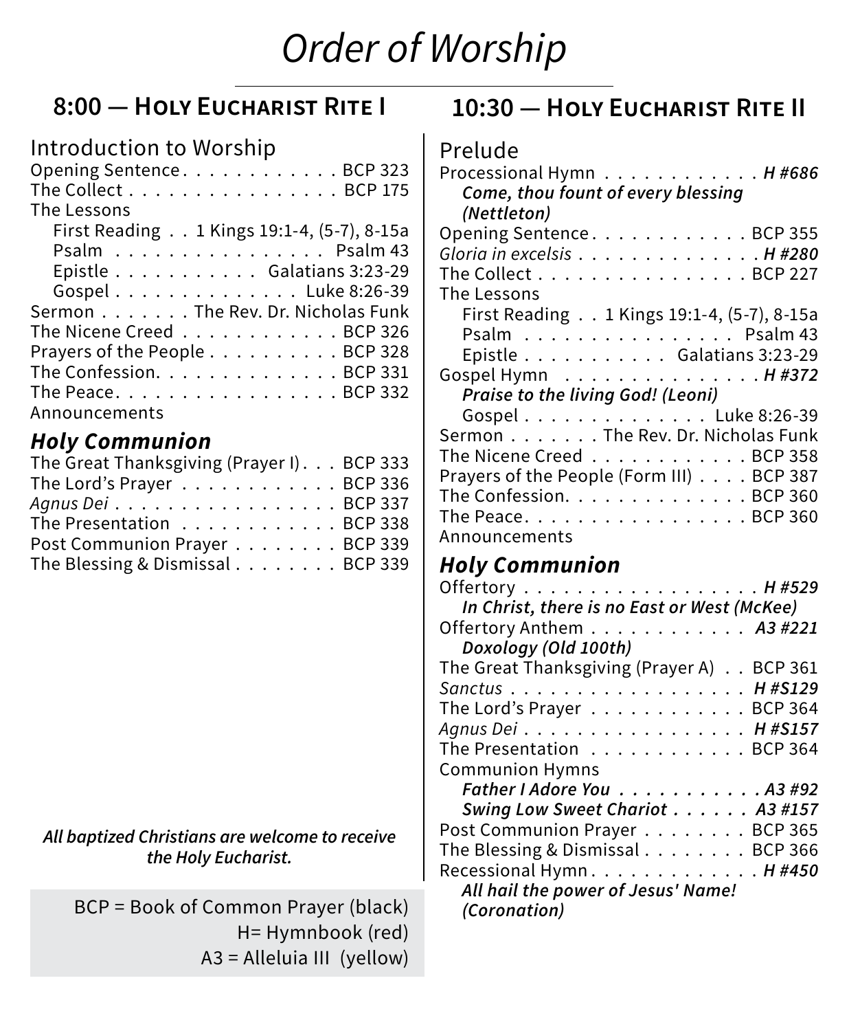# *Order of Worship*

## 8:00 — Holy Eucharist Rite I

Introduction to Worship

Opening Sentence . . . . . . . . . . . . BCP 323
The Collect . . . . . . . . . . . . . . . . BCP 175
The Lessons
  First Reading . . 1 Kings 19:1-4, (5-7), 8-15a
  Psalm . . . . . . . . . . . . . . . . Psalm 43
  Epistle . . . . . . . . . . . Galatians 3:23-29
  Gospel . . . . . . . . . . . . . . Luke 8:26-39
Sermon . . . . . . . The Rev. Dr. Nicholas Funk
The Nicene Creed . . . . . . . . . . . . BCP 326
Prayers of the People . . . . . . . . . . BCP 328
The Confession. . . . . . . . . . . . . . BCP 331
The Peace. . . . . . . . . . . . . . . . . BCP 332
Announcements

### *Holy Communion*

The Great Thanksgiving (Prayer I) . . . BCP 333
The Lord's Prayer . . . . . . . . . . . . BCP 336
*Agnus Dei* . . . . . . . . . . . . . . . . . BCP 337
The Presentation . . . . . . . . . . . . BCP 338
Post Communion Prayer . . . . . . . . BCP 339
The Blessing & Dismissal . . . . . . . . BCP 339

***All baptized Christians are welcome to receive the Holy Eucharist.***

BCP = Book of Common Prayer (black)
H= Hymnbook (red)
A3 = Alleluia III (yellow)

## 10:30 — Holy Eucharist Rite II

Prelude

Processional Hymn . . . . . . . . . . . . ***H #686***
  ***Come, thou fount of every blessing (Nettleton)***
Opening Sentence . . . . . . . . . . . . BCP 355
*Gloria in excelsis* . . . . . . . . . . . . . . ***H #280***
The Collect . . . . . . . . . . . . . . . . BCP 227
The Lessons
  First Reading . . 1 Kings 19:1-4, (5-7), 8-15a
  Psalm . . . . . . . . . . . . . . . . Psalm 43
  Epistle . . . . . . . . . . . Galatians 3:23-29
Gospel Hymn . . . . . . . . . . . . . . ***H #372***
  ***Praise to the living God! (Leoni)***
  Gospel . . . . . . . . . . . . . . Luke 8:26-39
Sermon . . . . . . . The Rev. Dr. Nicholas Funk
The Nicene Creed . . . . . . . . . . . . BCP 358
Prayers of the People (Form III) . . . . BCP 387
The Confession. . . . . . . . . . . . . . BCP 360
The Peace. . . . . . . . . . . . . . . . . BCP 360
Announcements

### *Holy Communion*

Offertory . . . . . . . . . . . . . . . . . . ***H #529***
  ***In Christ, there is no East or West (McKee)***
Offertory Anthem . . . . . . . . . . . . ***A3 #221***
  ***Doxology (Old 100th)***
The Great Thanksgiving (Prayer A) . . BCP 361
*Sanctus* . . . . . . . . . . . . . . . . . . ***H #S129***
The Lord's Prayer . . . . . . . . . . . . BCP 364
*Agnus Dei* . . . . . . . . . . . . . . . . . ***H #S157***
The Presentation . . . . . . . . . . . . BCP 364
Communion Hymns
  ***Father I Adore You . . . . . . . . . . . A3 #92***
  ***Swing Low Sweet Chariot . . . . . . A3 #157***
Post Communion Prayer . . . . . . . . BCP 365
The Blessing & Dismissal . . . . . . . . BCP 366
Recessional Hymn. . . . . . . . . . . . . ***H #450***
  ***All hail the power of Jesus' Name! (Coronation)***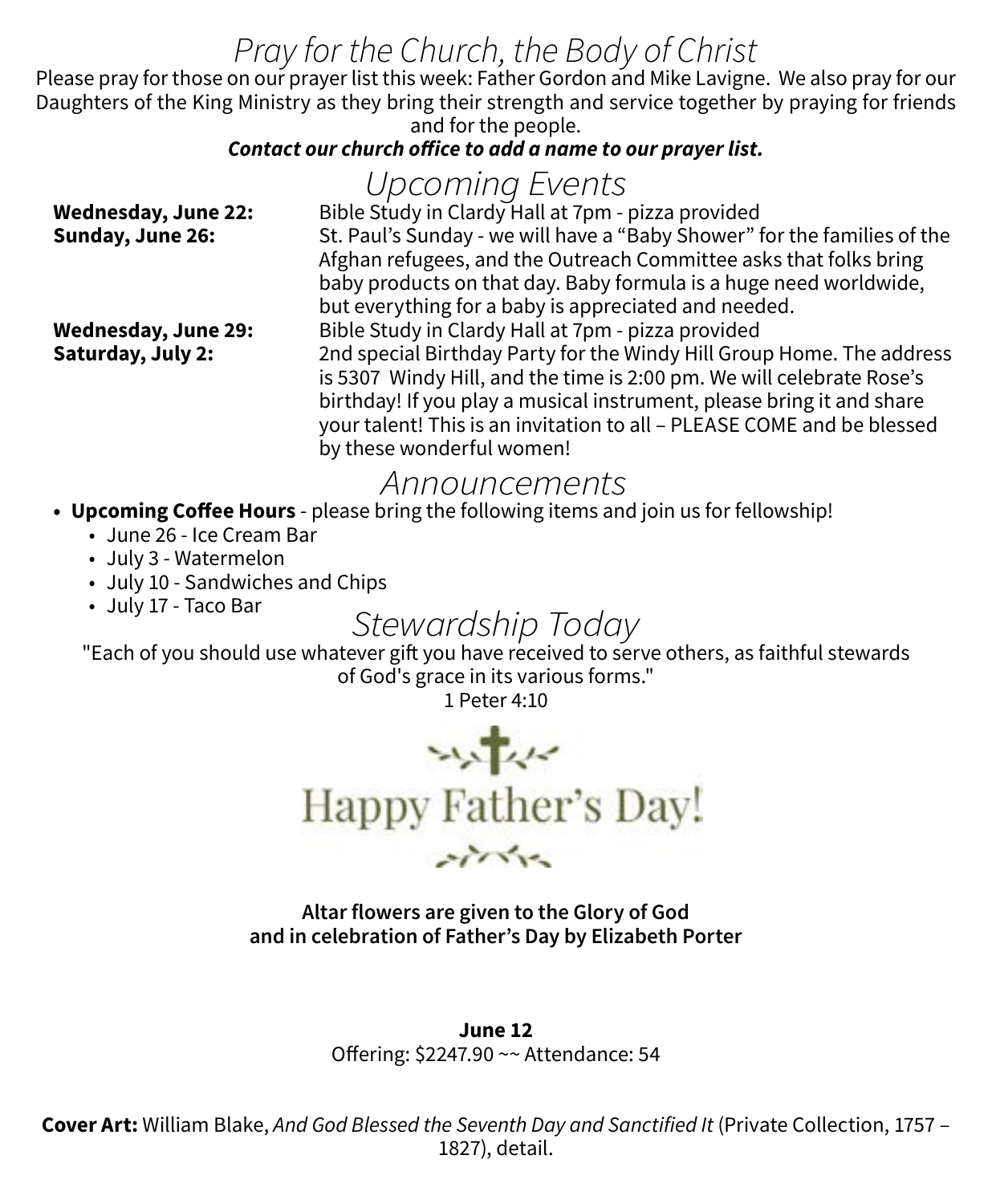## *Pray for the Church, the Body of Christ*

Please pray for those on our prayer list this week: Father Gordon and Mike Lavigne. We also pray for our Daughters of the King Ministry as they bring their strength and service together by praying for friends and for the people.

***Contact our church office to add a name to our prayer list.***

## *Upcoming Events*

**Wednesday, June 22:** Bible Study in Clardy Hall at 7pm - pizza provided

**Sunday, June 26:** St. Paul's Sunday - we will have a "Baby Shower" for the families of the Afghan refugees, and the Outreach Committee asks that folks bring baby products on that day. Baby formula is a huge need worldwide, but everything for a baby is appreciated and needed.

**Wednesday, June 29:** Bible Study in Clardy Hall at 7pm - pizza provided

**Saturday, July 2:** 2nd special Birthday Party for the Windy Hill Group Home. The address is 5307 Windy Hill, and the time is 2:00 pm. We will celebrate Rose's birthday! If you play a musical instrument, please bring it and share your talent! This is an invitation to all – PLEASE COME and be blessed by these wonderful women!

## *Announcements*

- **Upcoming Coffee Hours** - please bring the following items and join us for fellowship!
  - June 26 - Ice Cream Bar
  - July 3 - Watermelon
  - July 10 - Sandwiches and Chips
  - July 17 - Taco Bar

## *Stewardship Today*

"Each of you should use whatever gift you have received to serve others, as faithful stewards of God's grace in its various forms."

1 Peter 4:10

Happy Father's Day!

**Altar flowers are given to the Glory of God and in celebration of Father's Day by Elizabeth Porter**

**June 12**

Offering: $2247.90 ~~ Attendance: 54

**Cover Art:** William Blake, *And God Blessed the Seventh Day and Sanctified It* (Private Collection, 1757 – 1827), detail.